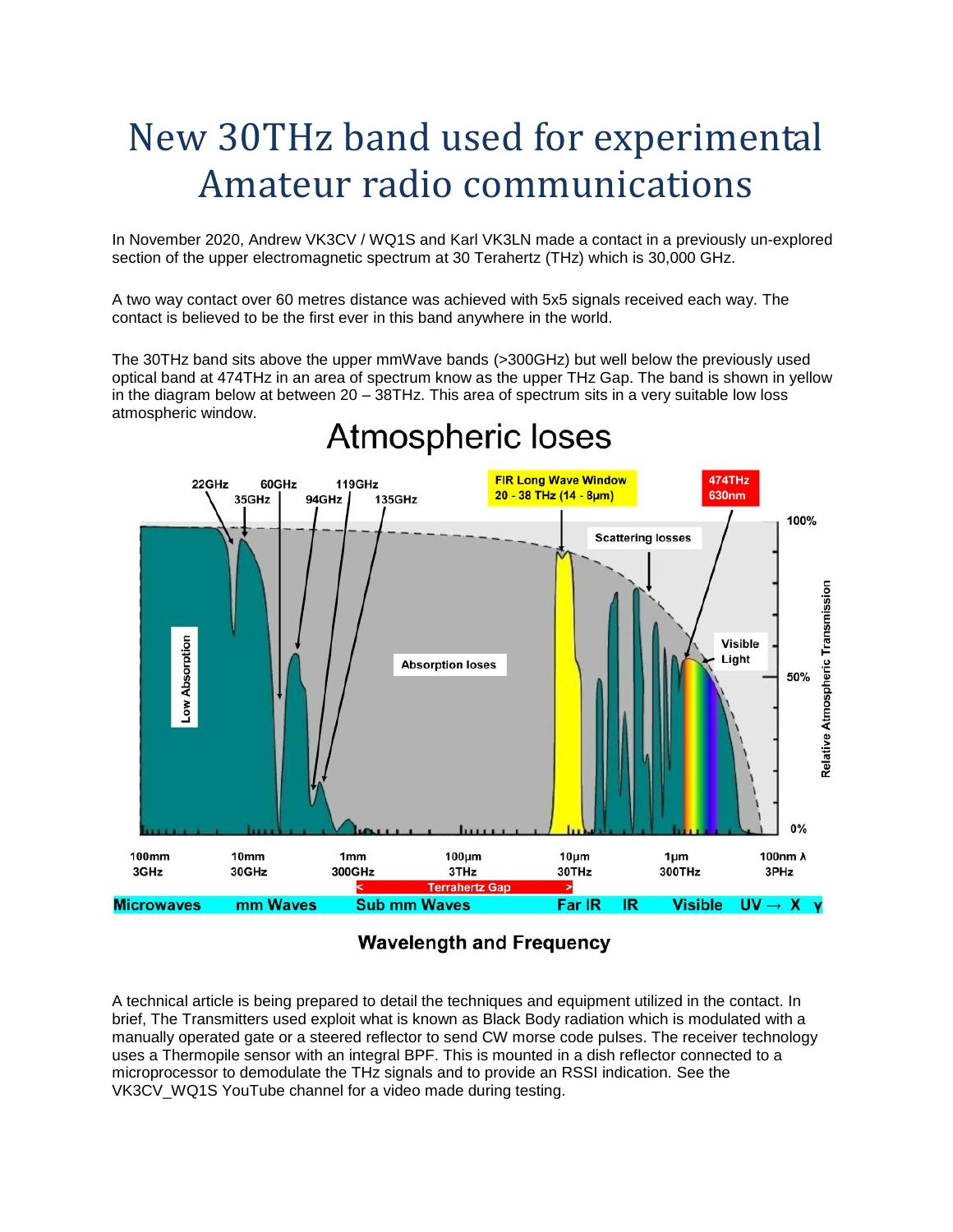# New 30THz band used for experimental Amateur radio communications

In November 2020, Andrew VK3CV / WQ1S and Karl VK3LN made a contact in a previously un-explored section of the upper electromagnetic spectrum at 30 Terahertz (THz) which is 30,000 GHz.

A two way contact over 60 metres distance was achieved with 5x5 signals received each way. The contact is believed to be the first ever in this band anywhere in the world.

The 30THz band sits above the upper mmWave bands (>300GHz) but well below the previously used optical band at 474THz in an area of spectrum know as the upper THz Gap. The band is shown in yellow in the diagram below at between 20 – 38THz. This area of spectrum sits in a very suitable low loss atmospheric window.

Atmospheric loses

22GHz 35GHz 60GHz 94GHz 119GHz 135GHz

FIR Long Wave Window 20 - 38 THz (14 - 8µm)

474THz 630nm

Scattering losses

Absorption loses

Low Absorption

Visible Light

100% 50% 0%

Relative Atmospheric Transmission

100mm 3GHz | 10mm 30GHz | 1mm 300GHz | 100µm 3THz | 10µm 30THz | 1µm 300THz | 100nm λ 3PHz

< Terrahertz Gap >

Microwaves | mm Waves | Sub mm Waves | Far IR | IR | Visible | UV → X γ

**Wavelength and Frequency**

A technical article is being prepared to detail the techniques and equipment utilized in the contact. In brief, The Transmitters used exploit what is known as Black Body radiation which is modulated with a manually operated gate or a steered reflector to send CW morse code pulses. The receiver technology uses a Thermopile sensor with an integral BPF. This is mounted in a dish reflector connected to a microprocessor to demodulate the THz signals and to provide an RSSI indication. See the VK3CV_WQ1S YouTube channel for a video made during testing.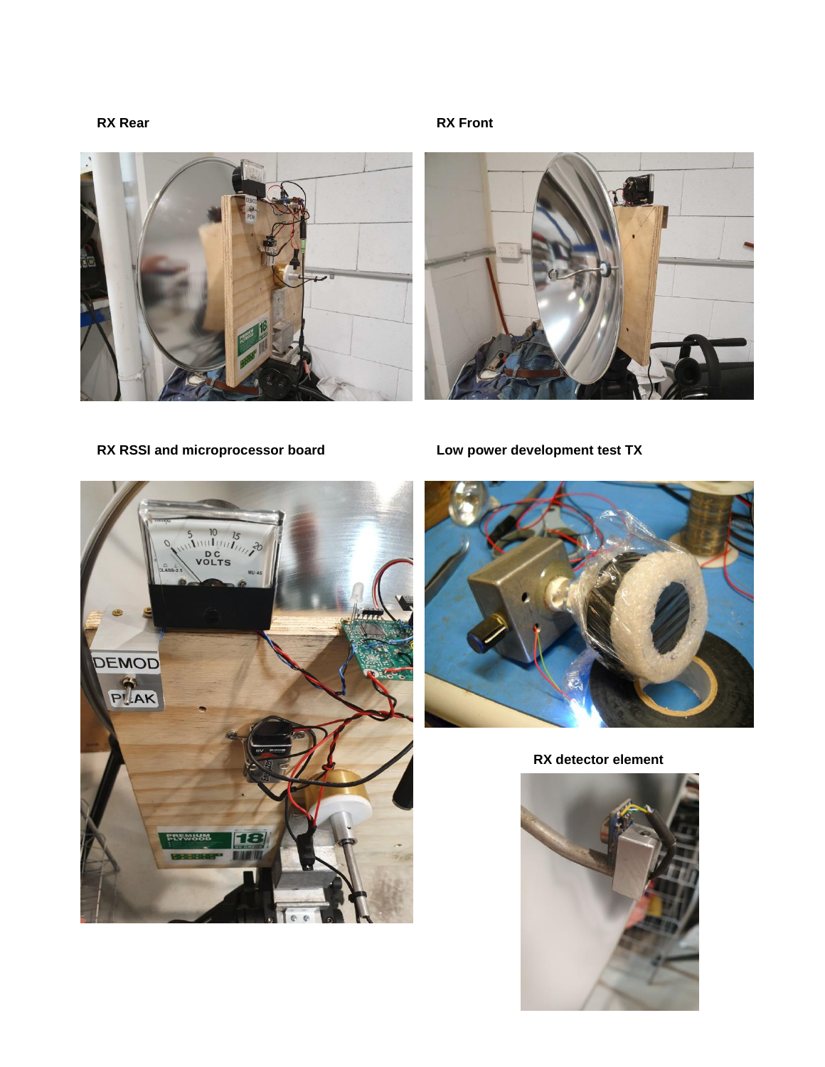**RX Rear**

**RX Front**

**RX RSSI and microprocessor board**

**Low power development test TX**

**RX detector element**